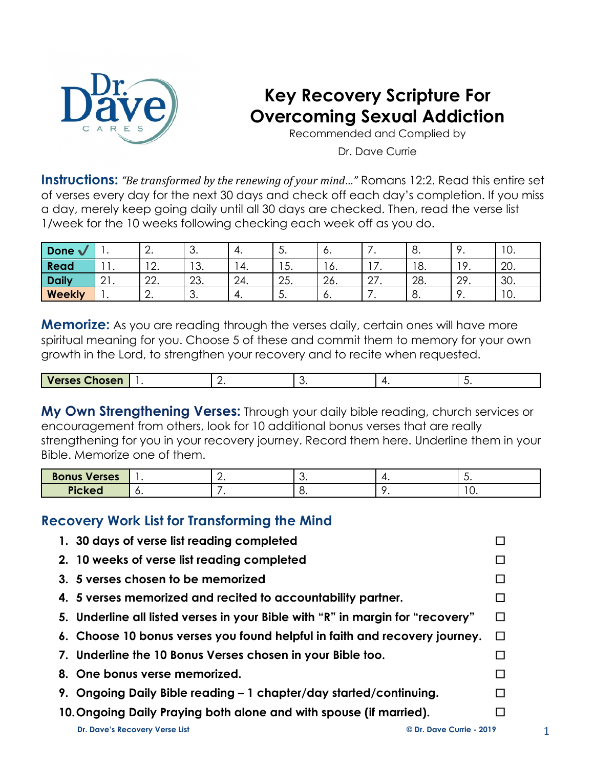Dr. Dave CARES

# Key Recovery Scripture For Overcoming Sexual Addiction

Recommended and Complied by

Dr. Dave Currie

**Instructions:** *"Be transformed by the renewing of your mind…"* Romans 12:2. Read this entire set of verses every day for the next 30 days and check off each day's completion. If you miss a day, merely keep going daily until all 30 days are checked. Then, read the verse list 1/week for the 10 weeks following checking each week off as you do.

| Done ✓ | 1. | 2. | 3. | 4. | 5. | 6. | 7. | 8. | 9. | 10. |
|---|---|---|---|---|---|---|---|---|---|---|
| Read | 11. | 12. | 13. | 14. | 15. | 16. | 17. | 18. | 19. | 20. |
| Daily | 21. | 22. | 23. | 24. | 25. | 26. | 27. | 28. | 29. | 30. |
| Weekly | 1. | 2. | 3. | 4. | 5. | 6. | 7. | 8. | 9. | 10. |

**Memorize:** As you are reading through the verses daily, certain ones will have more spiritual meaning for you. Choose 5 of these and commit them to memory for your own growth in the Lord, to strengthen your recovery and to recite when requested.

| Verses Chosen | 1. | 2. | 3. | 4. | 5. |
|---|---|---|---|---|---|

**My Own Strengthening Verses:** Through your daily bible reading, church services or encouragement from others, look for 10 additional bonus verses that are really strengthening for you in your recovery journey. Record them here. Underline them in your Bible. Memorize one of them.

| Bonus Verses | 1. | 2. | 3. | 4. | 5. |
|---|---|---|---|---|---|
| Picked | 6. | 7. | 8. | 9. | 10. |

## Recovery Work List for Transforming the Mind

1. **30 days of verse list reading completed** ☐
2. **10 weeks of verse list reading completed** ☐
3. **5 verses chosen to be memorized** ☐
4. **5 verses memorized and recited to accountability partner.** ☐
5. **Underline all listed verses in your Bible with "R" in margin for "recovery"** ☐
6. **Choose 10 bonus verses you found helpful in faith and recovery journey.** ☐
7. **Underline the 10 Bonus Verses chosen in your Bible too.** ☐
8. **One bonus verse memorized.** ☐
9. **Ongoing Daily Bible reading – 1 chapter/day started/continuing.** ☐
10. **Ongoing Daily Praying both alone and with spouse (if married).** ☐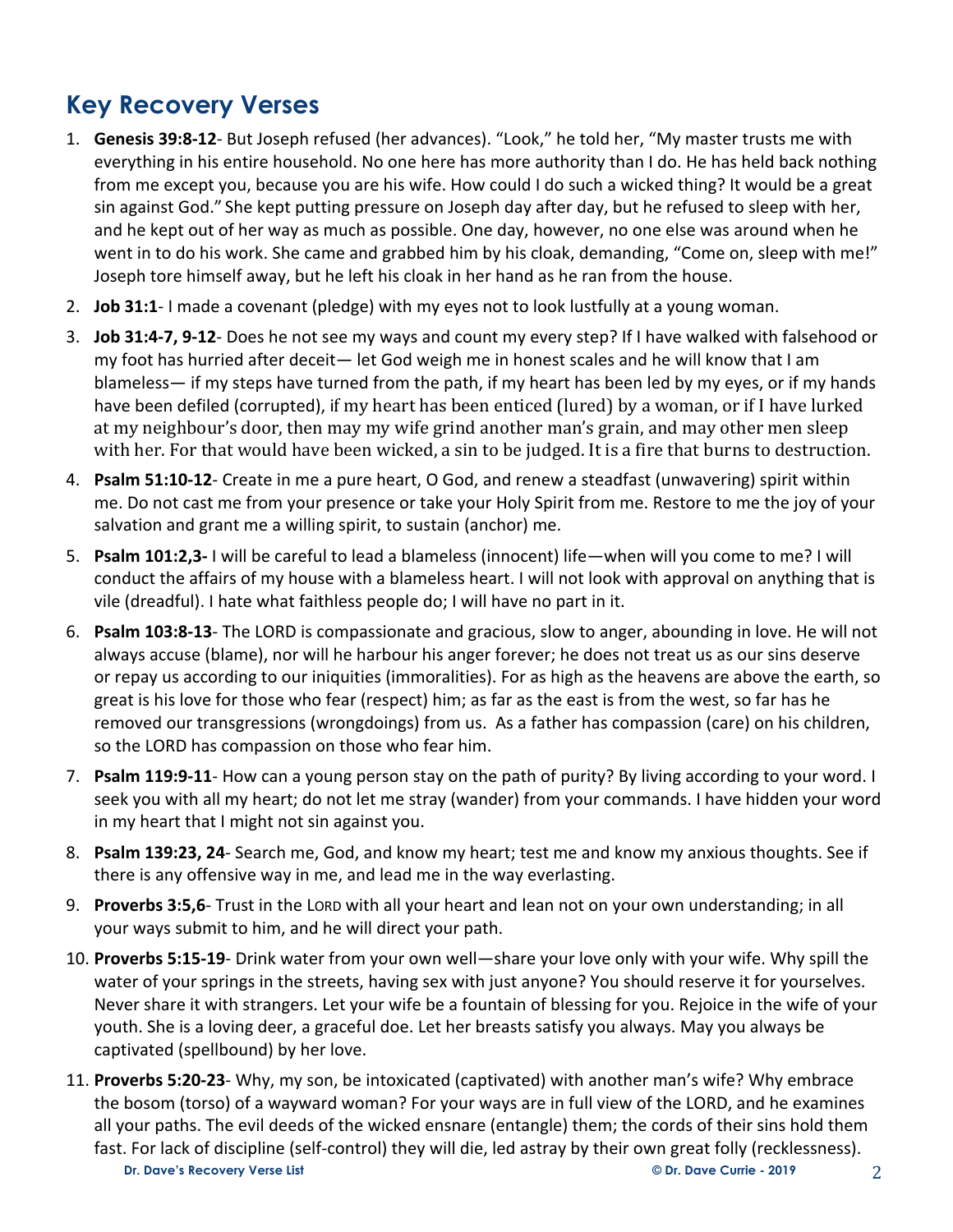## Key Recovery Verses

1. **Genesis 39:8-12**- But Joseph refused (her advances). “Look,” he told her, “My master trusts me with everything in his entire household. No one here has more authority than I do. He has held back nothing from me except you, because you are his wife. How could I do such a wicked thing? It would be a great sin against God.” She kept putting pressure on Joseph day after day, but he refused to sleep with her, and he kept out of her way as much as possible. One day, however, no one else was around when he went in to do his work. She came and grabbed him by his cloak, demanding, “Come on, sleep with me!” Joseph tore himself away, but he left his cloak in her hand as he ran from the house.
2. **Job 31:1**- I made a covenant (pledge) with my eyes not to look lustfully at a young woman.
3. **Job 31:4-7, 9-12**- Does he not see my ways and count my every step? If I have walked with falsehood or my foot has hurried after deceit— let God weigh me in honest scales and he will know that I am blameless— if my steps have turned from the path, if my heart has been led by my eyes, or if my hands have been defiled (corrupted), if my heart has been enticed (lured) by a woman, or if I have lurked at my neighbour’s door, then may my wife grind another man’s grain, and may other men sleep with her. For that would have been wicked, a sin to be judged. It is a fire that burns to destruction.
4. **Psalm 51:10-12**- Create in me a pure heart, O God, and renew a steadfast (unwavering) spirit within me. Do not cast me from your presence or take your Holy Spirit from me. Restore to me the joy of your salvation and grant me a willing spirit, to sustain (anchor) me.
5. **Psalm 101:2,3-** I will be careful to lead a blameless (innocent) life—when will you come to me? I will conduct the affairs of my house with a blameless heart. I will not look with approval on anything that is vile (dreadful). I hate what faithless people do; I will have no part in it.
6. **Psalm 103:8-13**- The LORD is compassionate and gracious, slow to anger, abounding in love. He will not always accuse (blame), nor will he harbour his anger forever; he does not treat us as our sins deserve or repay us according to our iniquities (immoralities). For as high as the heavens are above the earth, so great is his love for those who fear (respect) him; as far as the east is from the west, so far has he removed our transgressions (wrongdoings) from us. As a father has compassion (care) on his children, so the LORD has compassion on those who fear him.
7. **Psalm 119:9-11**- How can a young person stay on the path of purity? By living according to your word. I seek you with all my heart; do not let me stray (wander) from your commands. I have hidden your word in my heart that I might not sin against you.
8. **Psalm 139:23, 24**- Search me, God, and know my heart; test me and know my anxious thoughts. See if there is any offensive way in me, and lead me in the way everlasting.
9. **Proverbs 3:5,6**- Trust in the LORD with all your heart and lean not on your own understanding; in all your ways submit to him, and he will direct your path.
10. **Proverbs 5:15-19**- Drink water from your own well—share your love only with your wife. Why spill the water of your springs in the streets, having sex with just anyone? You should reserve it for yourselves. Never share it with strangers. Let your wife be a fountain of blessing for you. Rejoice in the wife of your youth. She is a loving deer, a graceful doe. Let her breasts satisfy you always. May you always be captivated (spellbound) by her love.
11. **Proverbs 5:20-23**- Why, my son, be intoxicated (captivated) with another man’s wife? Why embrace the bosom (torso) of a wayward woman? For your ways are in full view of the LORD, and he examines all your paths. The evil deeds of the wicked ensnare (entangle) them; the cords of their sins hold them fast. For lack of discipline (self-control) they will die, led astray by their own great folly (recklessness).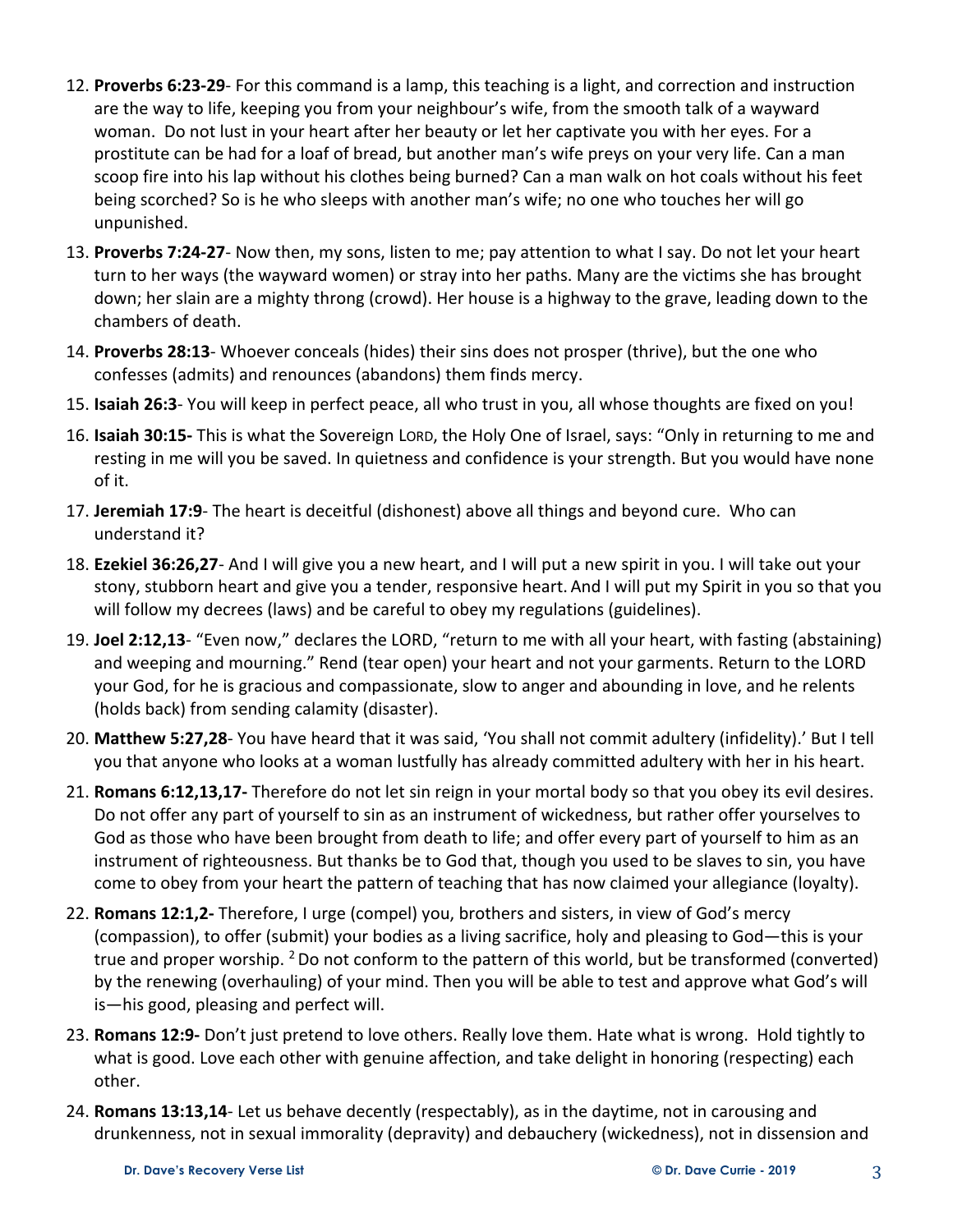12. **Proverbs 6:23-29**- For this command is a lamp, this teaching is a light, and correction and instruction are the way to life, keeping you from your neighbour's wife, from the smooth talk of a wayward woman.  Do not lust in your heart after her beauty or let her captivate you with her eyes. For a prostitute can be had for a loaf of bread, but another man's wife preys on your very life. Can a man scoop fire into his lap without his clothes being burned? Can a man walk on hot coals without his feet being scorched? So is he who sleeps with another man's wife; no one who touches her will go unpunished.
13. **Proverbs 7:24-27**- Now then, my sons, listen to me; pay attention to what I say. Do not let your heart turn to her ways (the wayward women) or stray into her paths. Many are the victims she has brought down; her slain are a mighty throng (crowd). Her house is a highway to the grave, leading down to the chambers of death.
14. **Proverbs 28:13**- Whoever conceals (hides) their sins does not prosper (thrive), but the one who confesses (admits) and renounces (abandons) them finds mercy.
15. **Isaiah 26:3**- You will keep in perfect peace, all who trust in you, all whose thoughts are fixed on you!
16. **Isaiah 30:15-** This is what the Sovereign LORD, the Holy One of Israel, says: "Only in returning to me and resting in me will you be saved. In quietness and confidence is your strength. But you would have none of it.
17. **Jeremiah 17:9**- The heart is deceitful (dishonest) above all things and beyond cure.  Who can understand it?
18. **Ezekiel 36:26,27**- And I will give you a new heart, and I will put a new spirit in you. I will take out your stony, stubborn heart and give you a tender, responsive heart. And I will put my Spirit in you so that you will follow my decrees (laws) and be careful to obey my regulations (guidelines).
19. **Joel 2:12,13**- "Even now," declares the LORD, "return to me with all your heart, with fasting (abstaining) and weeping and mourning." Rend (tear open) your heart and not your garments. Return to the LORD your God, for he is gracious and compassionate, slow to anger and abounding in love, and he relents (holds back) from sending calamity (disaster).
20. **Matthew 5:27,28**- You have heard that it was said, 'You shall not commit adultery (infidelity).' But I tell you that anyone who looks at a woman lustfully has already committed adultery with her in his heart.
21. **Romans 6:12,13,17-** Therefore do not let sin reign in your mortal body so that you obey its evil desires. Do not offer any part of yourself to sin as an instrument of wickedness, but rather offer yourselves to God as those who have been brought from death to life; and offer every part of yourself to him as an instrument of righteousness. But thanks be to God that, though you used to be slaves to sin, you have come to obey from your heart the pattern of teaching that has now claimed your allegiance (loyalty).
22. **Romans 12:1,2-** Therefore, I urge (compel) you, brothers and sisters, in view of God's mercy (compassion), to offer (submit) your bodies as a living sacrifice, holy and pleasing to God—this is your true and proper worship. [2] Do not conform to the pattern of this world, but be transformed (converted) by the renewing (overhauling) of your mind. Then you will be able to test and approve what God's will is—his good, pleasing and perfect will.
23. **Romans 12:9-** Don't just pretend to love others. Really love them. Hate what is wrong.  Hold tightly to what is good. Love each other with genuine affection, and take delight in honoring (respecting) each other.
24. **Romans 13:13,14**- Let us behave decently (respectably), as in the daytime, not in carousing and drunkenness, not in sexual immorality (depravity) and debauchery (wickedness), not in dissension and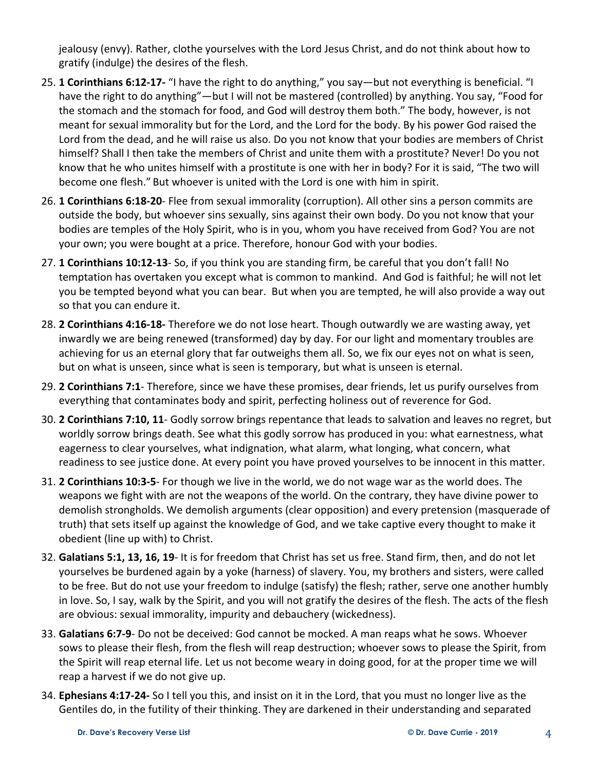jealousy (envy). Rather, clothe yourselves with the Lord Jesus Christ, and do not think about how to gratify (indulge) the desires of the flesh.

25. **1 Corinthians 6:12-17-** "I have the right to do anything," you say—but not everything is beneficial. "I have the right to do anything"—but I will not be mastered (controlled) by anything. You say, "Food for the stomach and the stomach for food, and God will destroy them both." The body, however, is not meant for sexual immorality but for the Lord, and the Lord for the body. By his power God raised the Lord from the dead, and he will raise us also. Do you not know that your bodies are members of Christ himself? Shall I then take the members of Christ and unite them with a prostitute? Never! Do you not know that he who unites himself with a prostitute is one with her in body? For it is said, "The two will become one flesh." But whoever is united with the Lord is one with him in spirit.
26. **1 Corinthians 6:18-20**- Flee from sexual immorality (corruption). All other sins a person commits are outside the body, but whoever sins sexually, sins against their own body. Do you not know that your bodies are temples of the Holy Spirit, who is in you, whom you have received from God? You are not your own; you were bought at a price. Therefore, honour God with your bodies.
27. **1 Corinthians 10:12-13**- So, if you think you are standing firm, be careful that you don't fall! No temptation has overtaken you except what is common to mankind. And God is faithful; he will not let you be tempted beyond what you can bear. But when you are tempted, he will also provide a way out so that you can endure it.
28. **2 Corinthians 4:16-18-** Therefore we do not lose heart. Though outwardly we are wasting away, yet inwardly we are being renewed (transformed) day by day. For our light and momentary troubles are achieving for us an eternal glory that far outweighs them all. So, we fix our eyes not on what is seen, but on what is unseen, since what is seen is temporary, but what is unseen is eternal.
29. **2 Corinthians 7:1**- Therefore, since we have these promises, dear friends, let us purify ourselves from everything that contaminates body and spirit, perfecting holiness out of reverence for God.
30. **2 Corinthians 7:10, 11**- Godly sorrow brings repentance that leads to salvation and leaves no regret, but worldly sorrow brings death. See what this godly sorrow has produced in you: what earnestness, what eagerness to clear yourselves, what indignation, what alarm, what longing, what concern, what readiness to see justice done. At every point you have proved yourselves to be innocent in this matter.
31. **2 Corinthians 10:3-5**- For though we live in the world, we do not wage war as the world does. The weapons we fight with are not the weapons of the world. On the contrary, they have divine power to demolish strongholds. We demolish arguments (clear opposition) and every pretension (masquerade of truth) that sets itself up against the knowledge of God, and we take captive every thought to make it obedient (line up with) to Christ.
32. **Galatians 5:1, 13, 16, 19**- It is for freedom that Christ has set us free. Stand firm, then, and do not let yourselves be burdened again by a yoke (harness) of slavery. You, my brothers and sisters, were called to be free. But do not use your freedom to indulge (satisfy) the flesh; rather, serve one another humbly in love. So, I say, walk by the Spirit, and you will not gratify the desires of the flesh. The acts of the flesh are obvious: sexual immorality, impurity and debauchery (wickedness).
33. **Galatians 6:7-9**- Do not be deceived: God cannot be mocked. A man reaps what he sows. Whoever sows to please their flesh, from the flesh will reap destruction; whoever sows to please the Spirit, from the Spirit will reap eternal life. Let us not become weary in doing good, for at the proper time we will reap a harvest if we do not give up.
34. **Ephesians 4:17-24-** So I tell you this, and insist on it in the Lord, that you must no longer live as the Gentiles do, in the futility of their thinking. They are darkened in their understanding and separated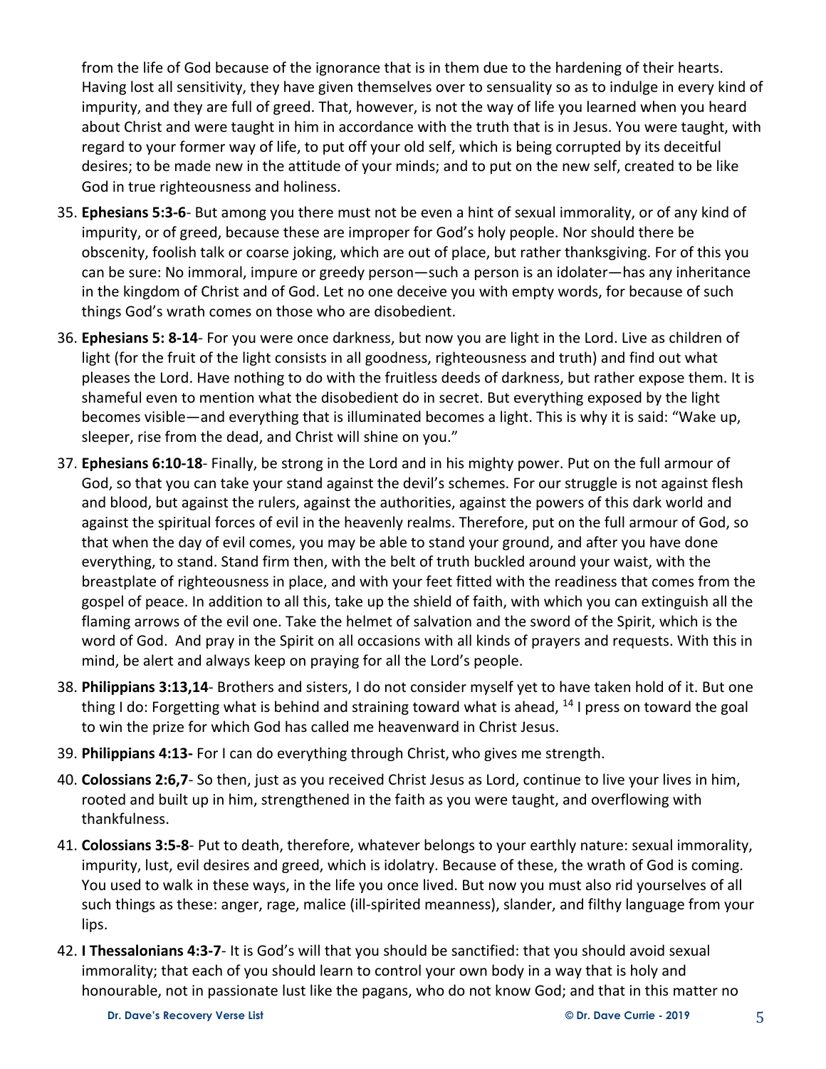from the life of God because of the ignorance that is in them due to the hardening of their hearts. Having lost all sensitivity, they have given themselves over to sensuality so as to indulge in every kind of impurity, and they are full of greed. That, however, is not the way of life you learned when you heard about Christ and were taught in him in accordance with the truth that is in Jesus. You were taught, with regard to your former way of life, to put off your old self, which is being corrupted by its deceitful desires; to be made new in the attitude of your minds; and to put on the new self, created to be like God in true righteousness and holiness.

35. **Ephesians 5:3-6**- But among you there must not be even a hint of sexual immorality, or of any kind of impurity, or of greed, because these are improper for God's holy people. Nor should there be obscenity, foolish talk or coarse joking, which are out of place, but rather thanksgiving. For of this you can be sure: No immoral, impure or greedy person—such a person is an idolater—has any inheritance in the kingdom of Christ and of God. Let no one deceive you with empty words, for because of such things God's wrath comes on those who are disobedient.
36. **Ephesians 5: 8-14**- For you were once darkness, but now you are light in the Lord. Live as children of light (for the fruit of the light consists in all goodness, righteousness and truth) and find out what pleases the Lord. Have nothing to do with the fruitless deeds of darkness, but rather expose them. It is shameful even to mention what the disobedient do in secret. But everything exposed by the light becomes visible—and everything that is illuminated becomes a light. This is why it is said: "Wake up, sleeper, rise from the dead, and Christ will shine on you."
37. **Ephesians 6:10-18**- Finally, be strong in the Lord and in his mighty power. Put on the full armour of God, so that you can take your stand against the devil's schemes. For our struggle is not against flesh and blood, but against the rulers, against the authorities, against the powers of this dark world and against the spiritual forces of evil in the heavenly realms. Therefore, put on the full armour of God, so that when the day of evil comes, you may be able to stand your ground, and after you have done everything, to stand. Stand firm then, with the belt of truth buckled around your waist, with the breastplate of righteousness in place, and with your feet fitted with the readiness that comes from the gospel of peace. In addition to all this, take up the shield of faith, with which you can extinguish all the flaming arrows of the evil one. Take the helmet of salvation and the sword of the Spirit, which is the word of God. And pray in the Spirit on all occasions with all kinds of prayers and requests. With this in mind, be alert and always keep on praying for all the Lord's people.
38. **Philippians 3:13,14**- Brothers and sisters, I do not consider myself yet to have taken hold of it. But one thing I do: Forgetting what is behind and straining toward what is ahead, [14] I press on toward the goal to win the prize for which God has called me heavenward in Christ Jesus.
39. **Philippians 4:13-** For I can do everything through Christ, who gives me strength.
40. **Colossians 2:6,7**- So then, just as you received Christ Jesus as Lord, continue to live your lives in him, rooted and built up in him, strengthened in the faith as you were taught, and overflowing with thankfulness.
41. **Colossians 3:5-8**- Put to death, therefore, whatever belongs to your earthly nature: sexual immorality, impurity, lust, evil desires and greed, which is idolatry. Because of these, the wrath of God is coming. You used to walk in these ways, in the life you once lived. But now you must also rid yourselves of all such things as these: anger, rage, malice (ill-spirited meanness), slander, and filthy language from your lips.
42. **I Thessalonians 4:3-7**- It is God's will that you should be sanctified: that you should avoid sexual immorality; that each of you should learn to control your own body in a way that is holy and honourable, not in passionate lust like the pagans, who do not know God; and that in this matter no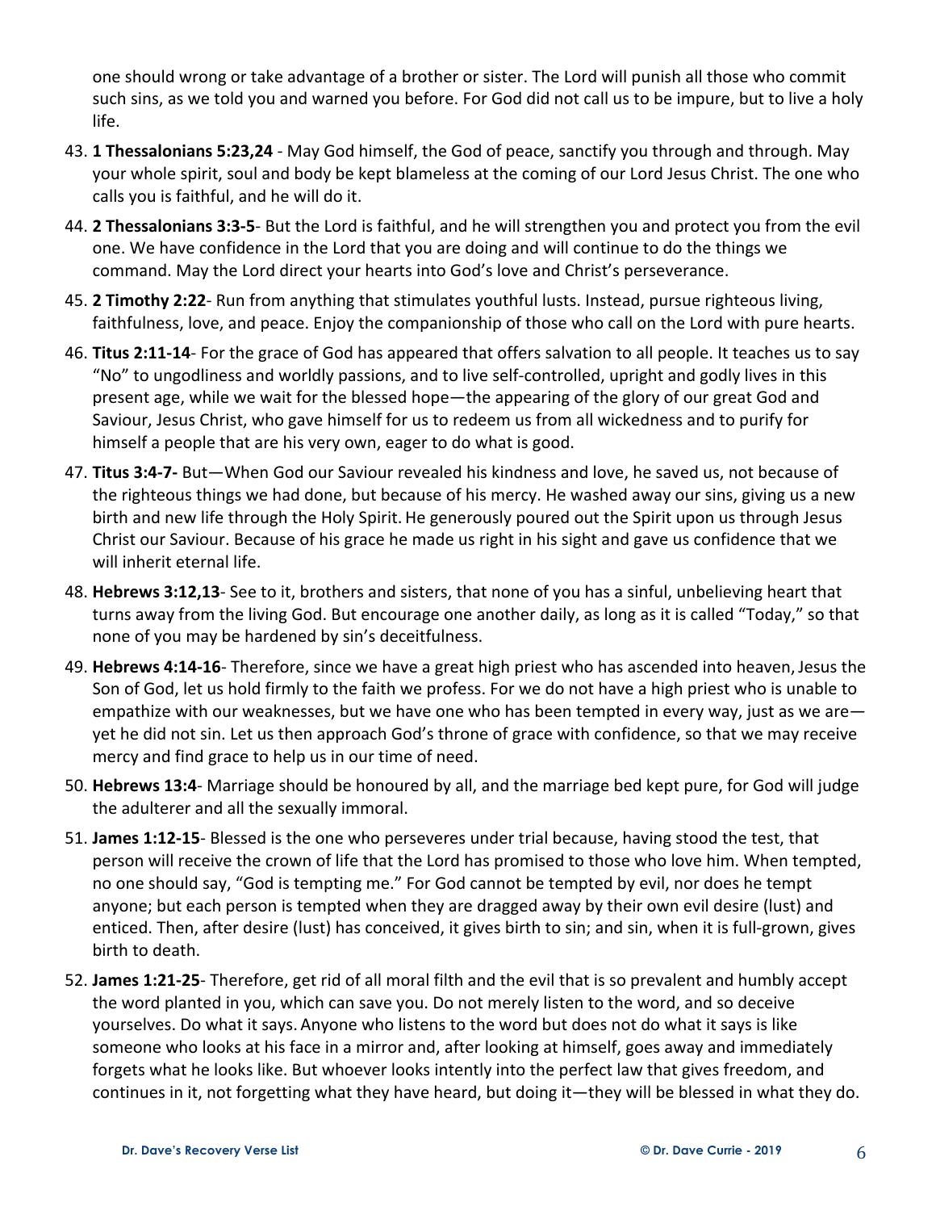one should wrong or take advantage of a brother or sister. The Lord will punish all those who commit such sins, as we told you and warned you before. For God did not call us to be impure, but to live a holy life.

43. **1 Thessalonians 5:23,24** - May God himself, the God of peace, sanctify you through and through. May your whole spirit, soul and body be kept blameless at the coming of our Lord Jesus Christ. The one who calls you is faithful, and he will do it.
44. **2 Thessalonians 3:3-5**- But the Lord is faithful, and he will strengthen you and protect you from the evil one. We have confidence in the Lord that you are doing and will continue to do the things we command. May the Lord direct your hearts into God's love and Christ's perseverance.
45. **2 Timothy 2:22**- Run from anything that stimulates youthful lusts. Instead, pursue righteous living, faithfulness, love, and peace. Enjoy the companionship of those who call on the Lord with pure hearts.
46. **Titus 2:11-14**- For the grace of God has appeared that offers salvation to all people. It teaches us to say "No" to ungodliness and worldly passions, and to live self-controlled, upright and godly lives in this present age, while we wait for the blessed hope—the appearing of the glory of our great God and Saviour, Jesus Christ, who gave himself for us to redeem us from all wickedness and to purify for himself a people that are his very own, eager to do what is good.
47. **Titus 3:4-7-** But—When God our Saviour revealed his kindness and love, he saved us, not because of the righteous things we had done, but because of his mercy. He washed away our sins, giving us a new birth and new life through the Holy Spirit. He generously poured out the Spirit upon us through Jesus Christ our Saviour. Because of his grace he made us right in his sight and gave us confidence that we will inherit eternal life.
48. **Hebrews 3:12,13**- See to it, brothers and sisters, that none of you has a sinful, unbelieving heart that turns away from the living God. But encourage one another daily, as long as it is called "Today," so that none of you may be hardened by sin's deceitfulness.
49. **Hebrews 4:14-16**- Therefore, since we have a great high priest who has ascended into heaven, Jesus the Son of God, let us hold firmly to the faith we profess. For we do not have a high priest who is unable to empathize with our weaknesses, but we have one who has been tempted in every way, just as we are—yet he did not sin. Let us then approach God's throne of grace with confidence, so that we may receive mercy and find grace to help us in our time of need.
50. **Hebrews 13:4**- Marriage should be honoured by all, and the marriage bed kept pure, for God will judge the adulterer and all the sexually immoral.
51. **James 1:12-15**- Blessed is the one who perseveres under trial because, having stood the test, that person will receive the crown of life that the Lord has promised to those who love him. When tempted, no one should say, "God is tempting me." For God cannot be tempted by evil, nor does he tempt anyone; but each person is tempted when they are dragged away by their own evil desire (lust) and enticed. Then, after desire (lust) has conceived, it gives birth to sin; and sin, when it is full-grown, gives birth to death.
52. **James 1:21-25**- Therefore, get rid of all moral filth and the evil that is so prevalent and humbly accept the word planted in you, which can save you. Do not merely listen to the word, and so deceive yourselves. Do what it says. Anyone who listens to the word but does not do what it says is like someone who looks at his face in a mirror and, after looking at himself, goes away and immediately forgets what he looks like. But whoever looks intently into the perfect law that gives freedom, and continues in it, not forgetting what they have heard, but doing it—they will be blessed in what they do.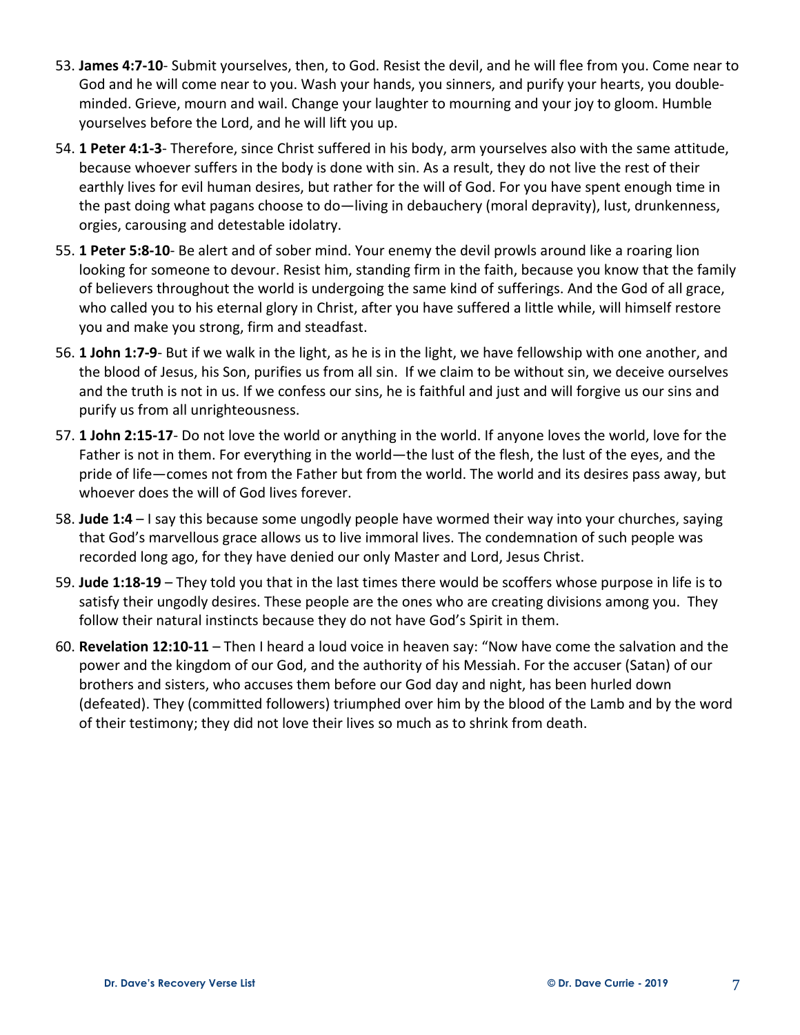53. **James 4:7-10**- Submit yourselves, then, to God. Resist the devil, and he will flee from you. Come near to God and he will come near to you. Wash your hands, you sinners, and purify your hearts, you double-minded. Grieve, mourn and wail. Change your laughter to mourning and your joy to gloom. Humble yourselves before the Lord, and he will lift you up.
54. **1 Peter 4:1-3**- Therefore, since Christ suffered in his body, arm yourselves also with the same attitude, because whoever suffers in the body is done with sin. As a result, they do not live the rest of their earthly lives for evil human desires, but rather for the will of God. For you have spent enough time in the past doing what pagans choose to do—living in debauchery (moral depravity), lust, drunkenness, orgies, carousing and detestable idolatry.
55. **1 Peter 5:8-10**- Be alert and of sober mind. Your enemy the devil prowls around like a roaring lion looking for someone to devour. Resist him, standing firm in the faith, because you know that the family of believers throughout the world is undergoing the same kind of sufferings. And the God of all grace, who called you to his eternal glory in Christ, after you have suffered a little while, will himself restore you and make you strong, firm and steadfast.
56. **1 John 1:7-9**- But if we walk in the light, as he is in the light, we have fellowship with one another, and the blood of Jesus, his Son, purifies us from all sin. If we claim to be without sin, we deceive ourselves and the truth is not in us. If we confess our sins, he is faithful and just and will forgive us our sins and purify us from all unrighteousness.
57. **1 John 2:15-17**- Do not love the world or anything in the world. If anyone loves the world, love for the Father is not in them. For everything in the world—the lust of the flesh, the lust of the eyes, and the pride of life—comes not from the Father but from the world. The world and its desires pass away, but whoever does the will of God lives forever.
58. **Jude 1:4** – I say this because some ungodly people have wormed their way into your churches, saying that God's marvellous grace allows us to live immoral lives. The condemnation of such people was recorded long ago, for they have denied our only Master and Lord, Jesus Christ.
59. **Jude 1:18-19** – They told you that in the last times there would be scoffers whose purpose in life is to satisfy their ungodly desires. These people are the ones who are creating divisions among you. They follow their natural instincts because they do not have God's Spirit in them.
60. **Revelation 12:10-11** – Then I heard a loud voice in heaven say: "Now have come the salvation and the power and the kingdom of our God, and the authority of his Messiah. For the accuser (Satan) of our brothers and sisters, who accuses them before our God day and night, has been hurled down (defeated). They (committed followers) triumphed over him by the blood of the Lamb and by the word of their testimony; they did not love their lives so much as to shrink from death.